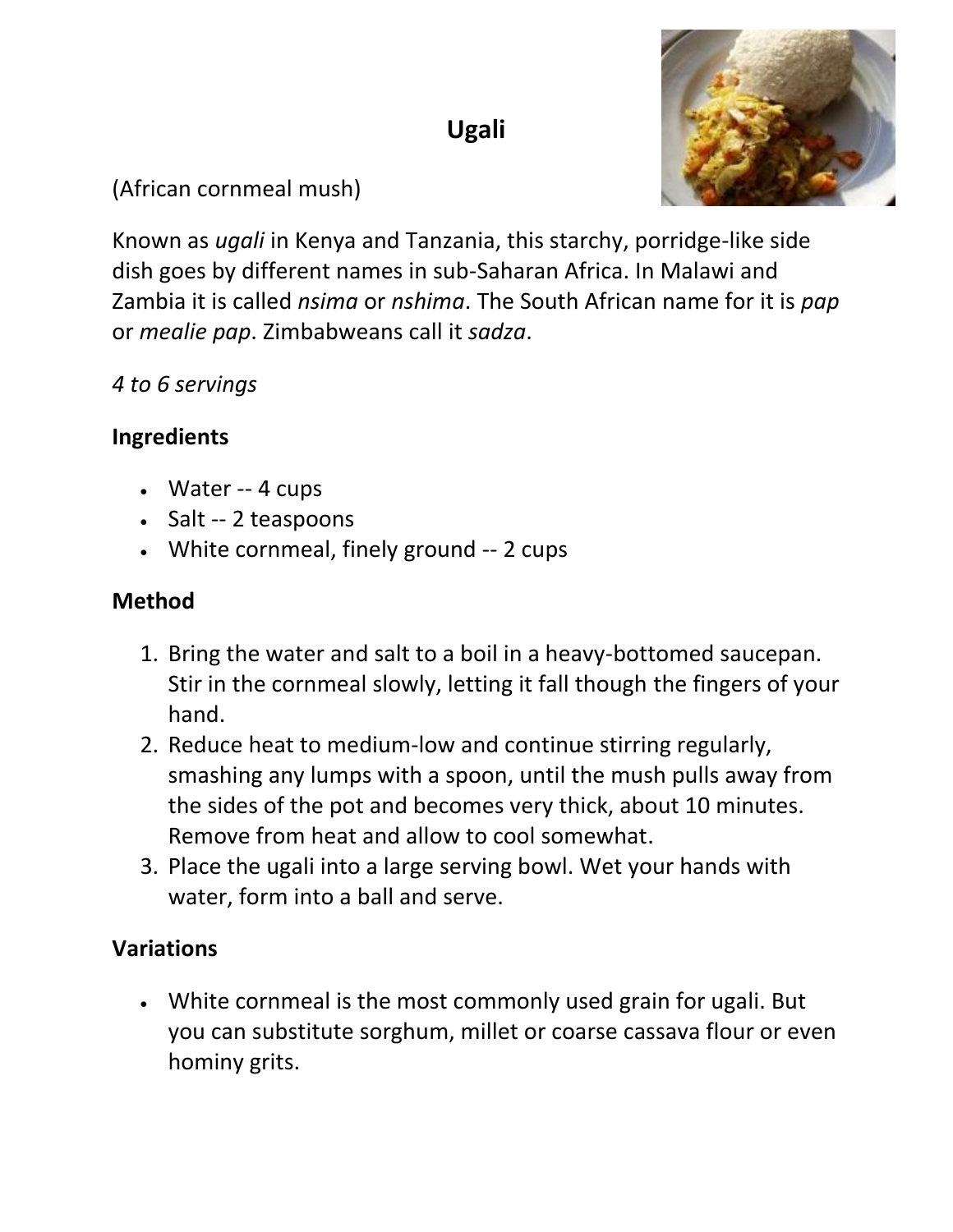# Ugali

(African cornmeal mush)

Known as *ugali* in Kenya and Tanzania, this starchy, porridge-like side dish goes by different names in sub-Saharan Africa. In Malawi and Zambia it is called *nsima* or *nshima*. The South African name for it is *pap* or *mealie pap*. Zimbabweans call it *sadza*.

*4 to 6 servings*

## Ingredients

- Water -- 4 cups
- Salt -- 2 teaspoons
- White cornmeal, finely ground -- 2 cups

## Method

1. Bring the water and salt to a boil in a heavy-bottomed saucepan. Stir in the cornmeal slowly, letting it fall though the fingers of your hand.
2. Reduce heat to medium-low and continue stirring regularly, smashing any lumps with a spoon, until the mush pulls away from the sides of the pot and becomes very thick, about 10 minutes. Remove from heat and allow to cool somewhat.
3. Place the ugali into a large serving bowl. Wet your hands with water, form into a ball and serve.

## Variations

- White cornmeal is the most commonly used grain for ugali. But you can substitute sorghum, millet or coarse cassava flour or even hominy grits.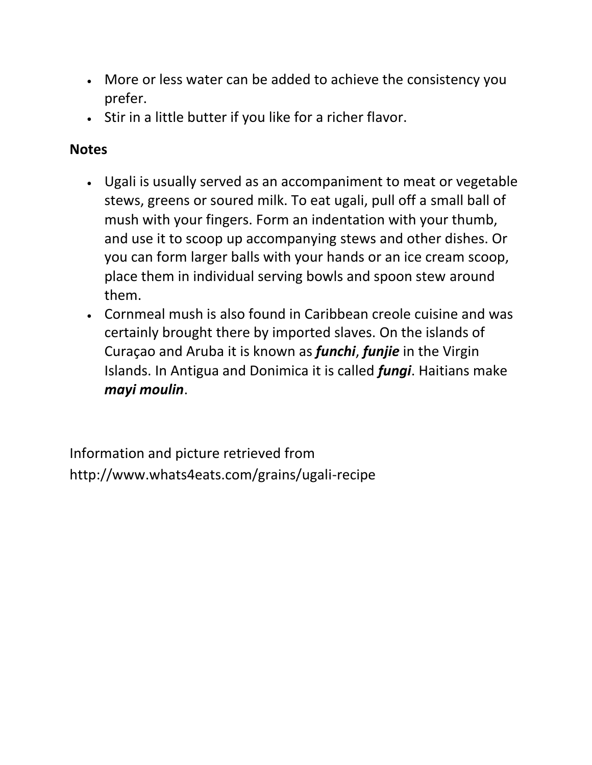- More or less water can be added to achieve the consistency you prefer.
- Stir in a little butter if you like for a richer flavor.

**Notes**

- Ugali is usually served as an accompaniment to meat or vegetable stews, greens or soured milk. To eat ugali, pull off a small ball of mush with your fingers. Form an indentation with your thumb, and use it to scoop up accompanying stews and other dishes. Or you can form larger balls with your hands or an ice cream scoop, place them in individual serving bowls and spoon stew around them.
- Cornmeal mush is also found in Caribbean creole cuisine and was certainly brought there by imported slaves. On the islands of Curaçao and Aruba it is known as ***funchi***, ***funjie*** in the Virgin Islands. In Antigua and Donimica it is called ***fungi***. Haitians make ***mayi moulin***.

Information and picture retrieved from http://www.whats4eats.com/grains/ugali-recipe